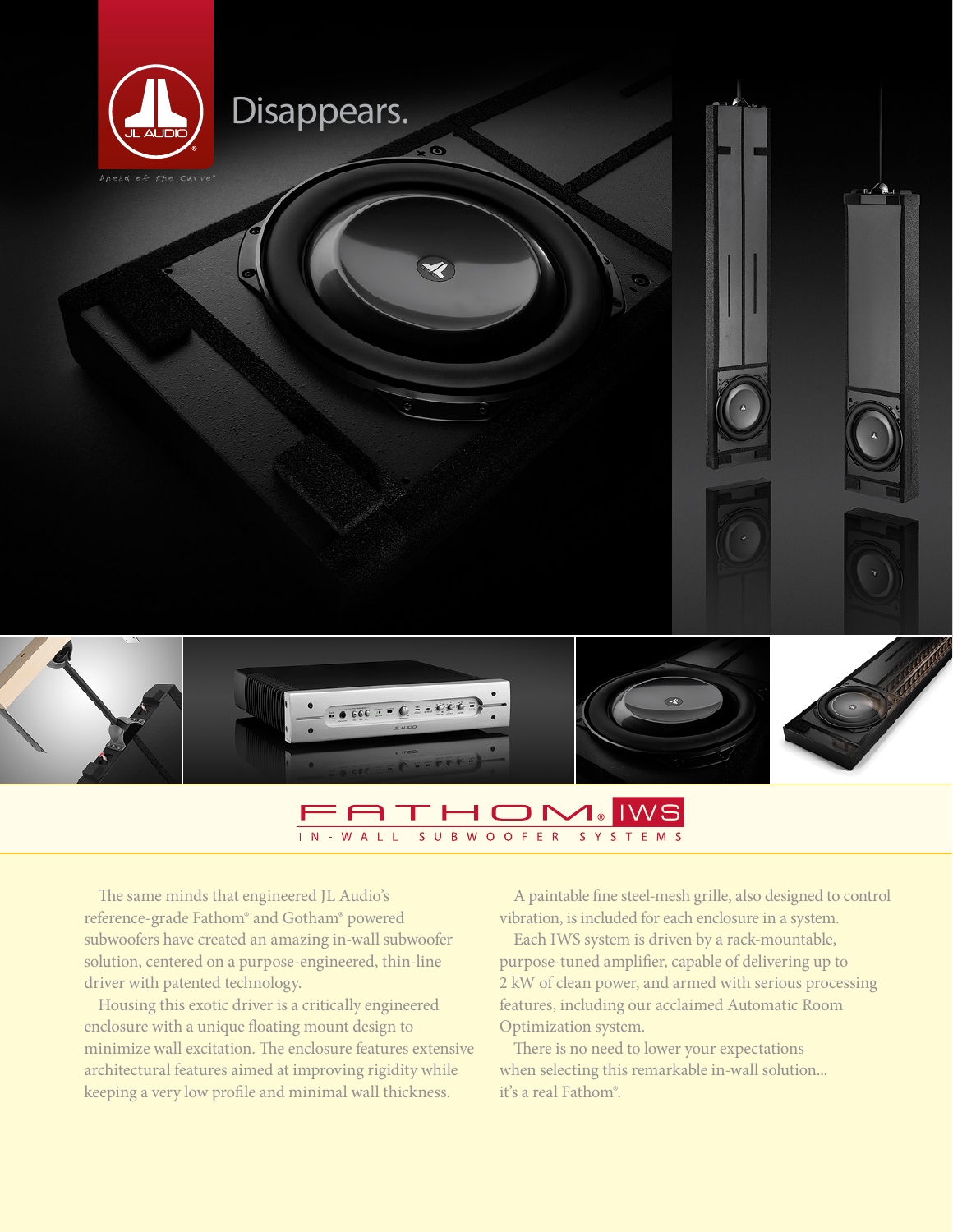JL AUDIO

Ahead of the Curve®

# Disappears.

# FATHOM® IWS

## IN-WALL SUBWOOFER SYSTEMS

The same minds that engineered JL Audio's reference-grade Fathom® and Gotham® powered subwoofers have created an amazing in-wall subwoofer solution, centered on a purpose-engineered, thin-line driver with patented technology.

Housing this exotic driver is a critically engineered enclosure with a unique floating mount design to minimize wall excitation. The enclosure features extensive architectural features aimed at improving rigidity while keeping a very low profile and minimal wall thickness.

A paintable fine steel-mesh grille, also designed to control vibration, is included for each enclosure in a system.

Each IWS system is driven by a rack-mountable, purpose-tuned amplifier, capable of delivering up to 2 kW of clean power, and armed with serious processing features, including our acclaimed Automatic Room Optimization system.

There is no need to lower your expectations when selecting this remarkable in-wall solution... it's a real Fathom®.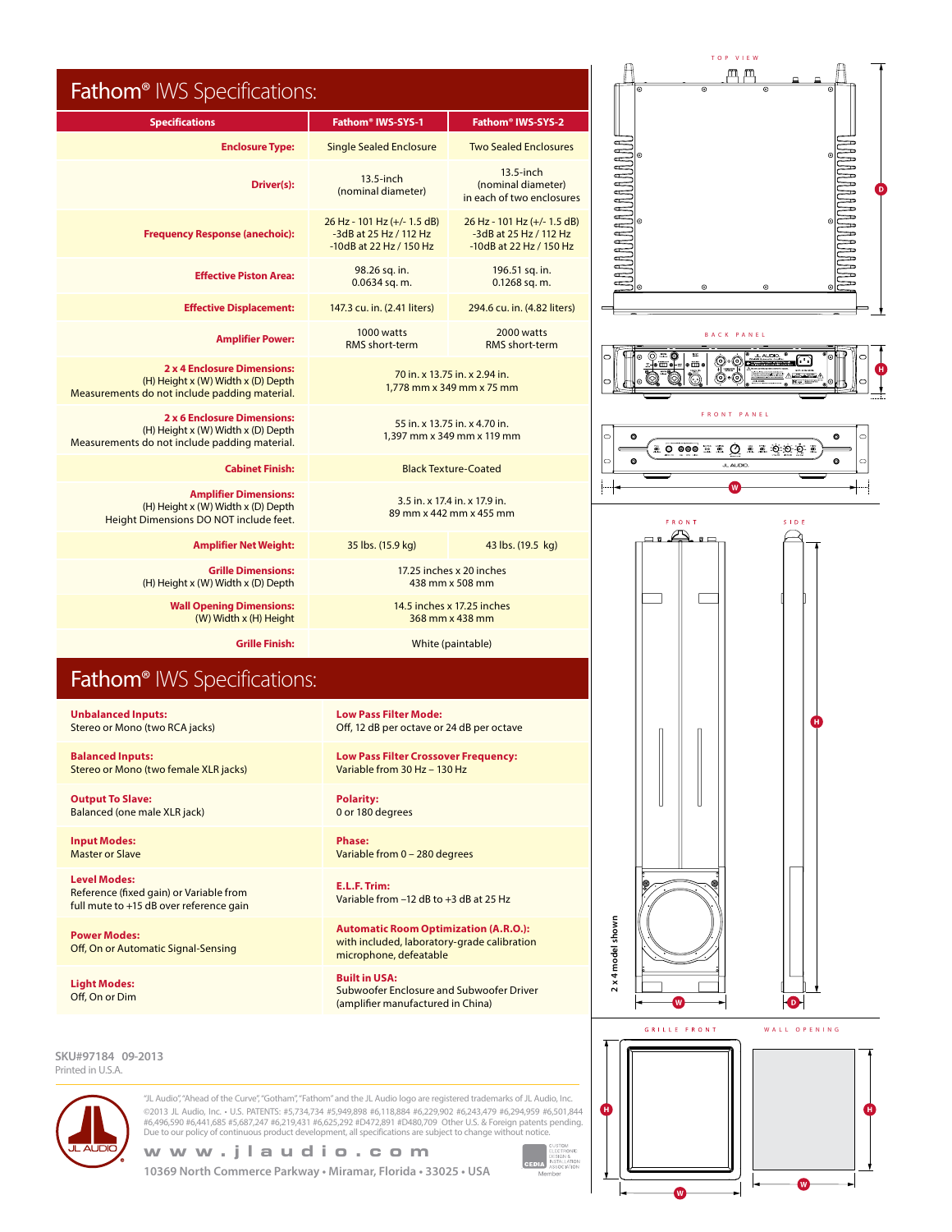# Fathom® IWS Specifications:

| Specifications | Fathom® IWS-SYS-1 | Fathom® IWS-SYS-2 |
|---|---|---|
| **Enclosure Type:** | Single Sealed Enclosure | Two Sealed Enclosures |
| **Driver(s):** | 13.5-inch (nominal diameter) | 13.5-inch (nominal diameter) in each of two enclosures |
| **Frequency Response (anechoic):** | 26 Hz - 101 Hz (+/- 1.5 dB) -3dB at 25 Hz / 112 Hz -10dB at 22 Hz / 150 Hz | 26 Hz - 101 Hz (+/- 1.5 dB) -3dB at 25 Hz / 112 Hz -10dB at 22 Hz / 150 Hz |
| **Effective Piston Area:** | 98.26 sq. in. 0.0634 sq. m. | 196.51 sq. in. 0.1268 sq. m. |
| **Effective Displacement:** | 147.3 cu. in. (2.41 liters) | 294.6 cu. in. (4.82 liters) |
| **Amplifier Power:** | 1000 watts RMS short-term | 2000 watts RMS short-term |
| **2 x 4 Enclosure Dimensions:** (H) Height x (W) Width x (D) Depth Measurements do not include padding material. | 70 in. x 13.75 in. x 2.94 in. 1,778 mm x 349 mm x 75 mm | |
| **2 x 6 Enclosure Dimensions:** (H) Height x (W) Width x (D) Depth Measurements do not include padding material. | 55 in. x 13.75 in. x 4.70 in. 1,397 mm x 349 mm x 119 mm | |
| **Cabinet Finish:** | Black Texture-Coated | |
| **Amplifier Dimensions:** (H) Height x (W) Width x (D) Depth Height Dimensions DO NOT include feet. | 3.5 in. x 17.4 in. x 17.9 in. 89 mm x 442 mm x 455 mm | |
| **Amplifier Net Weight:** | 35 lbs. (15.9 kg) | 43 lbs. (19.5 kg) |
| **Grille Dimensions:** (H) Height x (W) Width x (D) Depth | 17.25 inches x 20 inches 438 mm x 508 mm | |
| **Wall Opening Dimensions:** (W) Width x (H) Height | 14.5 inches x 17.25 inches 368 mm x 438 mm | |
| **Grille Finish:** | White (paintable) | |

# Fathom® IWS Specifications:

**Unbalanced Inputs:**
Stereo or Mono (two RCA jacks)

**Balanced Inputs:**
Stereo or Mono (two female XLR jacks)

**Output To Slave:**
Balanced (one male XLR jack)

**Input Modes:**
Master or Slave

**Level Modes:**
Reference (fixed gain) or Variable from full mute to +15 dB over reference gain

**Power Modes:**
Off, On or Automatic Signal-Sensing

**Light Modes:**
Off, On or Dim

**Low Pass Filter Mode:**
Off, 12 dB per octave or 24 dB per octave

**Low Pass Filter Crossover Frequency:**
Variable from 30 Hz – 130 Hz

**Polarity:**
0 or 180 degrees

**Phase:**
Variable from 0 – 280 degrees

**E.L.F. Trim:**
Variable from –12 dB to +3 dB at 25 Hz

**Automatic Room Optimization (A.R.O.):**
with included, laboratory-grade calibration microphone, defeatable

**Built in USA:**
Subwoofer Enclosure and Subwoofer Driver (amplifier manufactured in China)

TOP VIEW

BACK PANEL

FRONT PANEL

FRONT

SIDE

2 x 4 model shown

GRILLE FRONT

WALL OPENING

SKU#97184 09-2013
Printed in U.S.A.

"JL Audio", "Ahead of the Curve", "Gotham", "Fathom" and the JL Audio logo are registered trademarks of JL Audio, Inc. ©2013 JL Audio, Inc. • U.S. PATENTS: #5,734,734 #5,949,898 #6,118,884 #6,229,902 #6,243,479 #6,294,959 #6,501,844 #6,496,590 #6,441,685 #5,687,247 #6,219,431 #6,625,292 #D472,891 #D480,709 Other U.S. & Foreign patents pending. Due to our policy of continuous product development, all specifications are subject to change without notice.

www.jlaudio.com

10369 North Commerce Parkway • Miramar, Florida • 33025 • USA

CEDIA Member